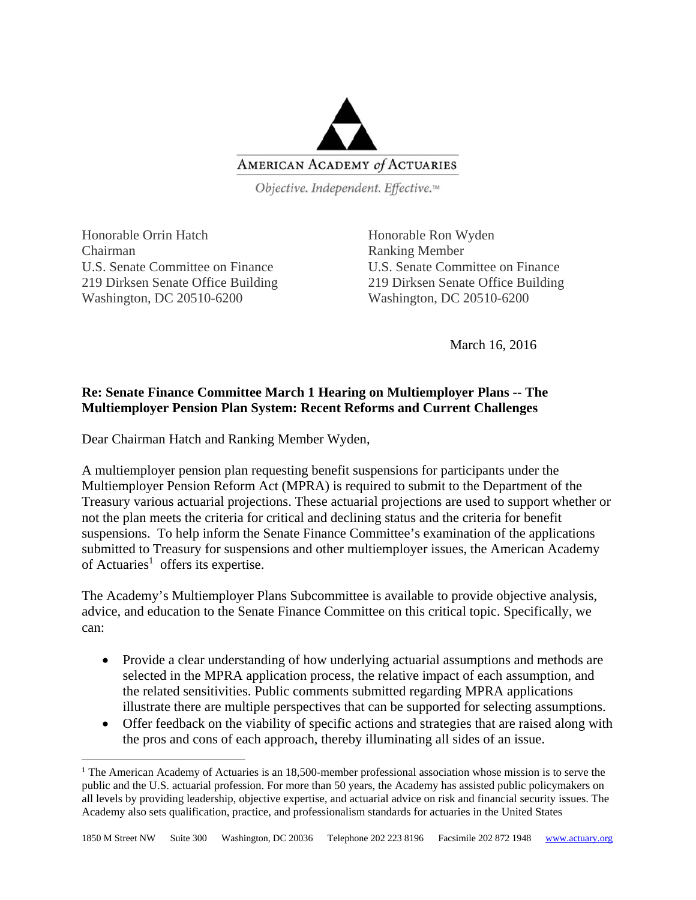AMERICAN ACADEMY *of* ACTUARIES

*Objective. Independent. Effective.*™

Honorable Orrin Hatch
Chairman
U.S. Senate Committee on Finance
219 Dirksen Senate Office Building
Washington, DC 20510-6200

Honorable Ron Wyden
Ranking Member
U.S. Senate Committee on Finance
219 Dirksen Senate Office Building
Washington, DC 20510-6200

March 16, 2016

**Re: Senate Finance Committee March 1 Hearing on Multiemployer Plans -- The Multiemployer Pension Plan System: Recent Reforms and Current Challenges**

Dear Chairman Hatch and Ranking Member Wyden,

A multiemployer pension plan requesting benefit suspensions for participants under the Multiemployer Pension Reform Act (MPRA) is required to submit to the Department of the Treasury various actuarial projections. These actuarial projections are used to support whether or not the plan meets the criteria for critical and declining status and the criteria for benefit suspensions. To help inform the Senate Finance Committee's examination of the applications submitted to Treasury for suspensions and other multiemployer issues, the American Academy of Actuaries[1] offers its expertise.

The Academy's Multiemployer Plans Subcommittee is available to provide objective analysis, advice, and education to the Senate Finance Committee on this critical topic. Specifically, we can:

- Provide a clear understanding of how underlying actuarial assumptions and methods are selected in the MPRA application process, the relative impact of each assumption, and the related sensitivities. Public comments submitted regarding MPRA applications illustrate there are multiple perspectives that can be supported for selecting assumptions.
- Offer feedback on the viability of specific actions and strategies that are raised along with the pros and cons of each approach, thereby illuminating all sides of an issue.

[1] The American Academy of Actuaries is an 18,500-member professional association whose mission is to serve the public and the U.S. actuarial profession. For more than 50 years, the Academy has assisted public policymakers on all levels by providing leadership, objective expertise, and actuarial advice on risk and financial security issues. The Academy also sets qualification, practice, and professionalism standards for actuaries in the United States

1850 M Street NW Suite 300 Washington, DC 20036 Telephone 202 223 8196 Facsimile 202 872 1948 www.actuary.org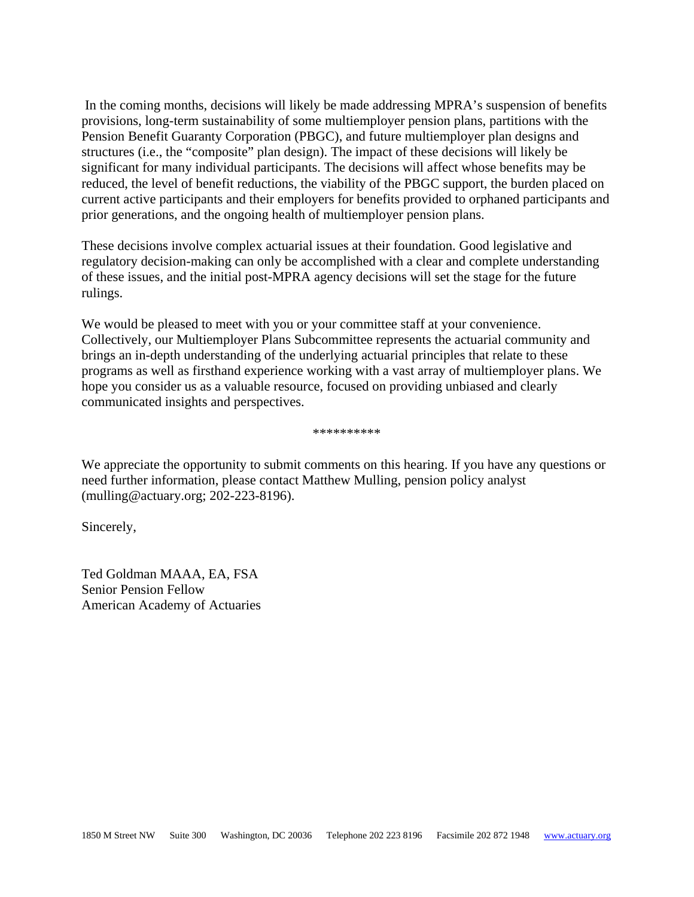In the coming months, decisions will likely be made addressing MPRA's suspension of benefits provisions, long-term sustainability of some multiemployer pension plans, partitions with the Pension Benefit Guaranty Corporation (PBGC), and future multiemployer plan designs and structures (i.e., the "composite" plan design). The impact of these decisions will likely be significant for many individual participants. The decisions will affect whose benefits may be reduced, the level of benefit reductions, the viability of the PBGC support, the burden placed on current active participants and their employers for benefits provided to orphaned participants and prior generations, and the ongoing health of multiemployer pension plans.

These decisions involve complex actuarial issues at their foundation. Good legislative and regulatory decision-making can only be accomplished with a clear and complete understanding of these issues, and the initial post-MPRA agency decisions will set the stage for the future rulings.

We would be pleased to meet with you or your committee staff at your convenience. Collectively, our Multiemployer Plans Subcommittee represents the actuarial community and brings an in-depth understanding of the underlying actuarial principles that relate to these programs as well as firsthand experience working with a vast array of multiemployer plans. We hope you consider us as a valuable resource, focused on providing unbiased and clearly communicated insights and perspectives.

**********

We appreciate the opportunity to submit comments on this hearing. If you have any questions or need further information, please contact Matthew Mulling, pension policy analyst (mulling@actuary.org; 202-223-8196).

Sincerely,

Ted Goldman MAAA, EA, FSA
Senior Pension Fellow
American Academy of Actuaries

1850 M Street NW Suite 300 Washington, DC 20036 Telephone 202 223 8196 Facsimile 202 872 1948 www.actuary.org